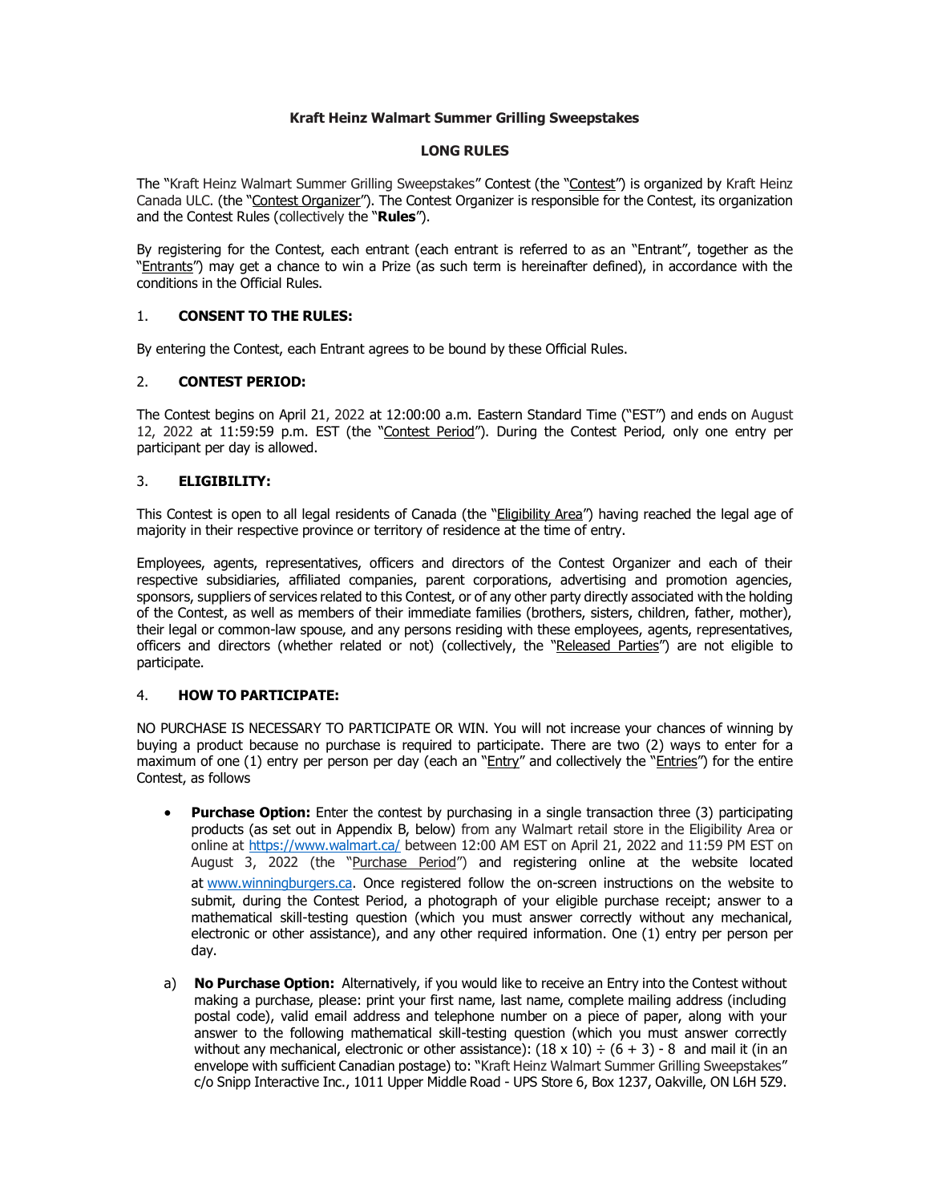# Kraft Heinz Walmart Summer Grilling Sweepstakes

## LONG RULES

The "Kraft Heinz Walmart Summer Grilling Sweepstakes" Contest (the "Contest") is organized by Kraft Heinz Canada ULC. (the "Contest Organizer"). The Contest Organizer is responsible for the Contest, its organization and the Contest Rules (collectively the "**Rules**").

By registering for the Contest, each entrant (each entrant is referred to as an "Entrant", together as the "Entrants") may get a chance to win a Prize (as such term is hereinafter defined), in accordance with the conditions in the Official Rules.

### 1. CONSENT TO THE RULES:

By entering the Contest, each Entrant agrees to be bound by these Official Rules.

### 2. CONTEST PERIOD:

The Contest begins on April 21, 2022 at 12:00:00 a.m. Eastern Standard Time ("EST") and ends on August 12, 2022 at 11:59:59 p.m. EST (the "Contest Period"). During the Contest Period, only one entry per participant per day is allowed.

### 3. ELIGIBILITY:

This Contest is open to all legal residents of Canada (the "Eligibility Area") having reached the legal age of majority in their respective province or territory of residence at the time of entry.

Employees, agents, representatives, officers and directors of the Contest Organizer and each of their respective subsidiaries, affiliated companies, parent corporations, advertising and promotion agencies, sponsors, suppliers of services related to this Contest, or of any other party directly associated with the holding of the Contest, as well as members of their immediate families (brothers, sisters, children, father, mother), their legal or common-law spouse, and any persons residing with these employees, agents, representatives, officers and directors (whether related or not) (collectively, the "Released Parties") are not eligible to participate.

### 4. HOW TO PARTICIPATE:

NO PURCHASE IS NECESSARY TO PARTICIPATE OR WIN. You will not increase your chances of winning by buying a product because no purchase is required to participate. There are two (2) ways to enter for a maximum of one (1) entry per person per day (each an "Entry" and collectively the "Entries") for the entire Contest, as follows

- **Purchase Option:** Enter the contest by purchasing in a single transaction three (3) participating products (as set out in Appendix B, below) from any Walmart retail store in the Eligibility Area or online at https://www.walmart.ca/ between 12:00 AM EST on April 21, 2022 and 11:59 PM EST on August 3, 2022 (the "Purchase Period") and registering online at the website located at www.winningburgers.ca. Once registered follow the on-screen instructions on the website to submit, during the Contest Period, a photograph of your eligible purchase receipt; answer to a mathematical skill-testing question (which you must answer correctly without any mechanical, electronic or other assistance), and any other required information. One (1) entry per person per day.

a) **No Purchase Option:** Alternatively, if you would like to receive an Entry into the Contest without making a purchase, please: print your first name, last name, complete mailing address (including postal code), valid email address and telephone number on a piece of paper, along with your answer to the following mathematical skill-testing question (which you must answer correctly without any mechanical, electronic or other assistance): $(18 \times 10) \div (6 + 3) - 8$ and mail it (in an envelope with sufficient Canadian postage) to: "Kraft Heinz Walmart Summer Grilling Sweepstakes" c/o Snipp Interactive Inc., 1011 Upper Middle Road - UPS Store 6, Box 1237, Oakville, ON L6H 5Z9.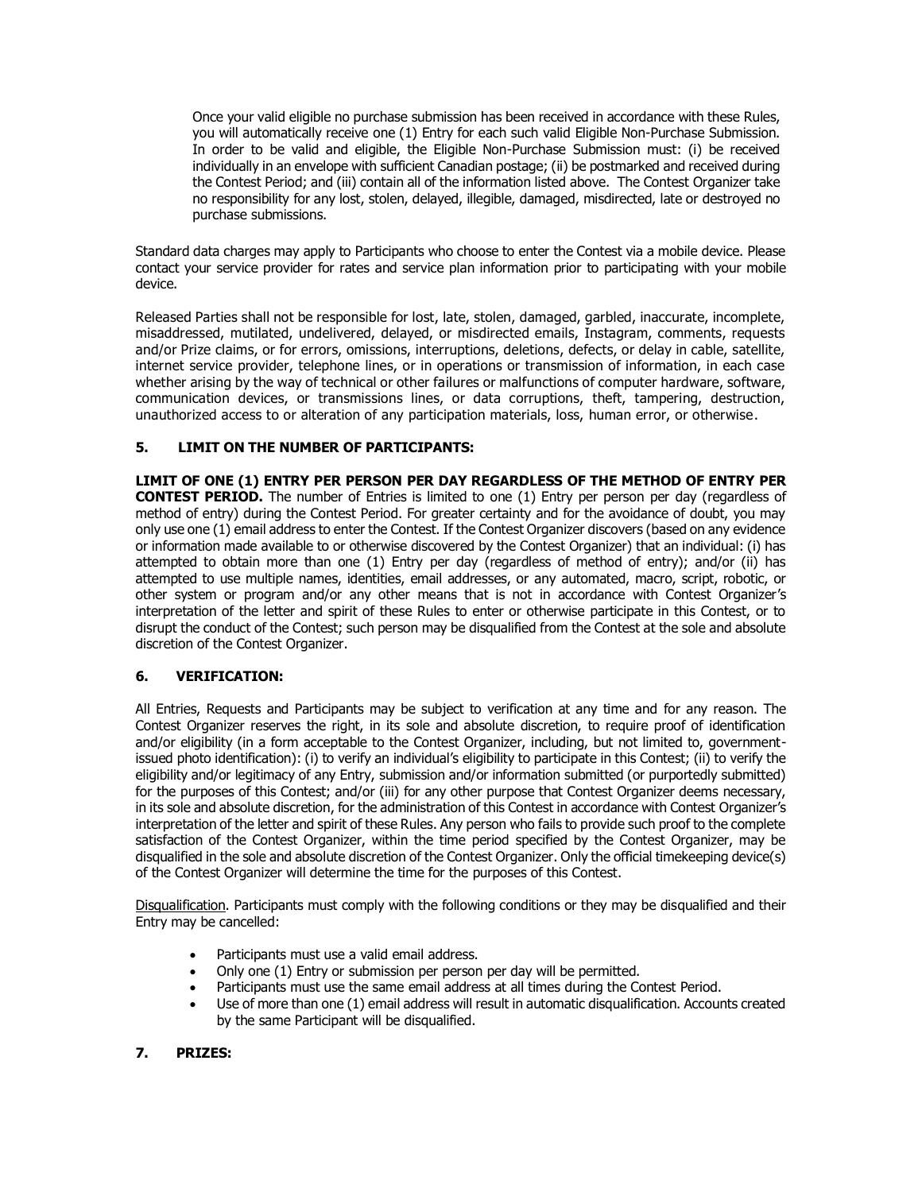Once your valid eligible no purchase submission has been received in accordance with these Rules, you will automatically receive one (1) Entry for each such valid Eligible Non-Purchase Submission. In order to be valid and eligible, the Eligible Non-Purchase Submission must: (i) be received individually in an envelope with sufficient Canadian postage; (ii) be postmarked and received during the Contest Period; and (iii) contain all of the information listed above. The Contest Organizer take no responsibility for any lost, stolen, delayed, illegible, damaged, misdirected, late or destroyed no purchase submissions.

Standard data charges may apply to Participants who choose to enter the Contest via a mobile device. Please contact your service provider for rates and service plan information prior to participating with your mobile device.

Released Parties shall not be responsible for lost, late, stolen, damaged, garbled, inaccurate, incomplete, misaddressed, mutilated, undelivered, delayed, or misdirected emails, Instagram, comments, requests and/or Prize claims, or for errors, omissions, interruptions, deletions, defects, or delay in cable, satellite, internet service provider, telephone lines, or in operations or transmission of information, in each case whether arising by the way of technical or other failures or malfunctions of computer hardware, software, communication devices, or transmissions lines, or data corruptions, theft, tampering, destruction, unauthorized access to or alteration of any participation materials, loss, human error, or otherwise.

## 5. LIMIT ON THE NUMBER OF PARTICIPANTS:

**LIMIT OF ONE (1) ENTRY PER PERSON PER DAY REGARDLESS OF THE METHOD OF ENTRY PER CONTEST PERIOD.** The number of Entries is limited to one (1) Entry per person per day (regardless of method of entry) during the Contest Period. For greater certainty and for the avoidance of doubt, you may only use one (1) email address to enter the Contest. If the Contest Organizer discovers (based on any evidence or information made available to or otherwise discovered by the Contest Organizer) that an individual: (i) has attempted to obtain more than one (1) Entry per day (regardless of method of entry); and/or (ii) has attempted to use multiple names, identities, email addresses, or any automated, macro, script, robotic, or other system or program and/or any other means that is not in accordance with Contest Organizer's interpretation of the letter and spirit of these Rules to enter or otherwise participate in this Contest, or to disrupt the conduct of the Contest; such person may be disqualified from the Contest at the sole and absolute discretion of the Contest Organizer.

## 6. VERIFICATION:

All Entries, Requests and Participants may be subject to verification at any time and for any reason. The Contest Organizer reserves the right, in its sole and absolute discretion, to require proof of identification and/or eligibility (in a form acceptable to the Contest Organizer, including, but not limited to, government-issued photo identification): (i) to verify an individual's eligibility to participate in this Contest; (ii) to verify the eligibility and/or legitimacy of any Entry, submission and/or information submitted (or purportedly submitted) for the purposes of this Contest; and/or (iii) for any other purpose that Contest Organizer deems necessary, in its sole and absolute discretion, for the administration of this Contest in accordance with Contest Organizer's interpretation of the letter and spirit of these Rules. Any person who fails to provide such proof to the complete satisfaction of the Contest Organizer, within the time period specified by the Contest Organizer, may be disqualified in the sole and absolute discretion of the Contest Organizer. Only the official timekeeping device(s) of the Contest Organizer will determine the time for the purposes of this Contest.

Disqualification. Participants must comply with the following conditions or they may be disqualified and their Entry may be cancelled:

- Participants must use a valid email address.
- Only one (1) Entry or submission per person per day will be permitted.
- Participants must use the same email address at all times during the Contest Period.
- Use of more than one (1) email address will result in automatic disqualification. Accounts created by the same Participant will be disqualified.

## 7. PRIZES: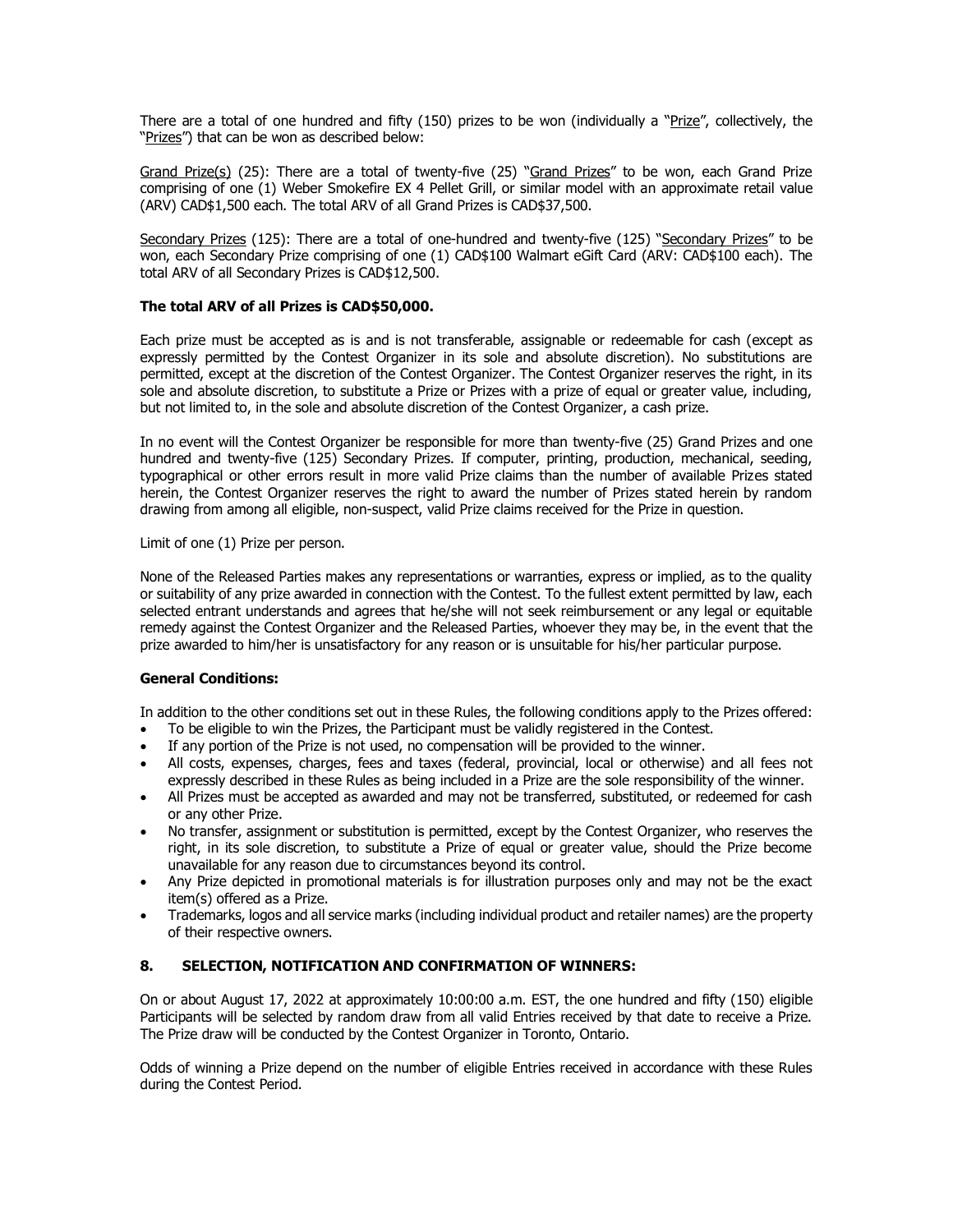There are a total of one hundred and fifty (150) prizes to be won (individually a "Prize", collectively, the "Prizes") that can be won as described below:

Grand Prize(s) (25): There are a total of twenty-five (25) "Grand Prizes" to be won, each Grand Prize comprising of one (1) Weber Smokefire EX 4 Pellet Grill, or similar model with an approximate retail value (ARV) CAD$1,500 each. The total ARV of all Grand Prizes is CAD$37,500.

Secondary Prizes (125): There are a total of one-hundred and twenty-five (125) "Secondary Prizes" to be won, each Secondary Prize comprising of one (1) CAD$100 Walmart eGift Card (ARV: CAD$100 each). The total ARV of all Secondary Prizes is CAD$12,500.

**The total ARV of all Prizes is CAD$50,000.**

Each prize must be accepted as is and is not transferable, assignable or redeemable for cash (except as expressly permitted by the Contest Organizer in its sole and absolute discretion). No substitutions are permitted, except at the discretion of the Contest Organizer. The Contest Organizer reserves the right, in its sole and absolute discretion, to substitute a Prize or Prizes with a prize of equal or greater value, including, but not limited to, in the sole and absolute discretion of the Contest Organizer, a cash prize.

In no event will the Contest Organizer be responsible for more than twenty-five (25) Grand Prizes and one hundred and twenty-five (125) Secondary Prizes. If computer, printing, production, mechanical, seeding, typographical or other errors result in more valid Prize claims than the number of available Prizes stated herein, the Contest Organizer reserves the right to award the number of Prizes stated herein by random drawing from among all eligible, non-suspect, valid Prize claims received for the Prize in question.

Limit of one (1) Prize per person.

None of the Released Parties makes any representations or warranties, express or implied, as to the quality or suitability of any prize awarded in connection with the Contest. To the fullest extent permitted by law, each selected entrant understands and agrees that he/she will not seek reimbursement or any legal or equitable remedy against the Contest Organizer and the Released Parties, whoever they may be, in the event that the prize awarded to him/her is unsatisfactory for any reason or is unsuitable for his/her particular purpose.

**General Conditions:**

In addition to the other conditions set out in these Rules, the following conditions apply to the Prizes offered:

- To be eligible to win the Prizes, the Participant must be validly registered in the Contest.
- If any portion of the Prize is not used, no compensation will be provided to the winner.
- All costs, expenses, charges, fees and taxes (federal, provincial, local or otherwise) and all fees not expressly described in these Rules as being included in a Prize are the sole responsibility of the winner.
- All Prizes must be accepted as awarded and may not be transferred, substituted, or redeemed for cash or any other Prize.
- No transfer, assignment or substitution is permitted, except by the Contest Organizer, who reserves the right, in its sole discretion, to substitute a Prize of equal or greater value, should the Prize become unavailable for any reason due to circumstances beyond its control.
- Any Prize depicted in promotional materials is for illustration purposes only and may not be the exact item(s) offered as a Prize.
- Trademarks, logos and all service marks (including individual product and retailer names) are the property of their respective owners.

## 8. SELECTION, NOTIFICATION AND CONFIRMATION OF WINNERS:

On or about August 17, 2022 at approximately 10:00:00 a.m. EST, the one hundred and fifty (150) eligible Participants will be selected by random draw from all valid Entries received by that date to receive a Prize. The Prize draw will be conducted by the Contest Organizer in Toronto, Ontario.

Odds of winning a Prize depend on the number of eligible Entries received in accordance with these Rules during the Contest Period.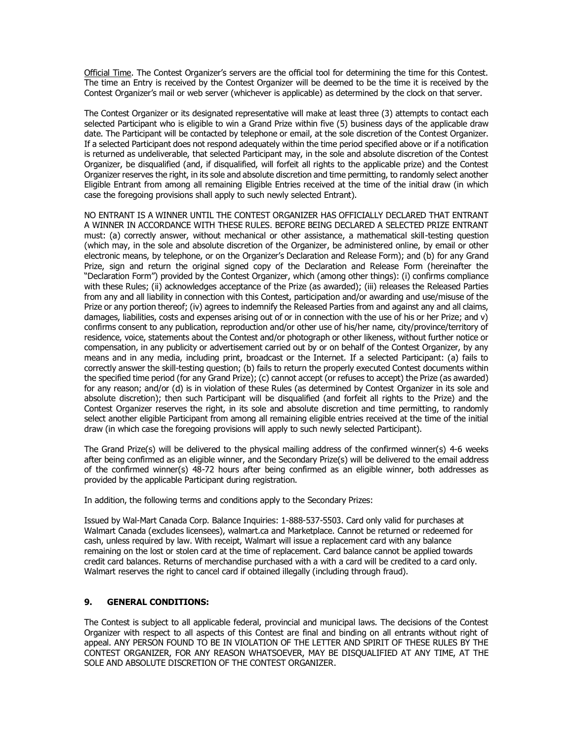Official Time. The Contest Organizer's servers are the official tool for determining the time for this Contest. The time an Entry is received by the Contest Organizer will be deemed to be the time it is received by the Contest Organizer's mail or web server (whichever is applicable) as determined by the clock on that server.

The Contest Organizer or its designated representative will make at least three (3) attempts to contact each selected Participant who is eligible to win a Grand Prize within five (5) business days of the applicable draw date. The Participant will be contacted by telephone or email, at the sole discretion of the Contest Organizer. If a selected Participant does not respond adequately within the time period specified above or if a notification is returned as undeliverable, that selected Participant may, in the sole and absolute discretion of the Contest Organizer, be disqualified (and, if disqualified, will forfeit all rights to the applicable prize) and the Contest Organizer reserves the right, in its sole and absolute discretion and time permitting, to randomly select another Eligible Entrant from among all remaining Eligible Entries received at the time of the initial draw (in which case the foregoing provisions shall apply to such newly selected Entrant).

NO ENTRANT IS A WINNER UNTIL THE CONTEST ORGANIZER HAS OFFICIALLY DECLARED THAT ENTRANT A WINNER IN ACCORDANCE WITH THESE RULES. BEFORE BEING DECLARED A SELECTED PRIZE ENTRANT must: (a) correctly answer, without mechanical or other assistance, a mathematical skill-testing question (which may, in the sole and absolute discretion of the Organizer, be administered online, by email or other electronic means, by telephone, or on the Organizer's Declaration and Release Form); and (b) for any Grand Prize, sign and return the original signed copy of the Declaration and Release Form (hereinafter the "Declaration Form") provided by the Contest Organizer, which (among other things): (i) confirms compliance with these Rules; (ii) acknowledges acceptance of the Prize (as awarded); (iii) releases the Released Parties from any and all liability in connection with this Contest, participation and/or awarding and use/misuse of the Prize or any portion thereof; (iv) agrees to indemnify the Released Parties from and against any and all claims, damages, liabilities, costs and expenses arising out of or in connection with the use of his or her Prize; and v) confirms consent to any publication, reproduction and/or other use of his/her name, city/province/territory of residence, voice, statements about the Contest and/or photograph or other likeness, without further notice or compensation, in any publicity or advertisement carried out by or on behalf of the Contest Organizer, by any means and in any media, including print, broadcast or the Internet. If a selected Participant: (a) fails to correctly answer the skill-testing question; (b) fails to return the properly executed Contest documents within the specified time period (for any Grand Prize); (c) cannot accept (or refuses to accept) the Prize (as awarded) for any reason; and/or (d) is in violation of these Rules (as determined by Contest Organizer in its sole and absolute discretion); then such Participant will be disqualified (and forfeit all rights to the Prize) and the Contest Organizer reserves the right, in its sole and absolute discretion and time permitting, to randomly select another eligible Participant from among all remaining eligible entries received at the time of the initial draw (in which case the foregoing provisions will apply to such newly selected Participant).

The Grand Prize(s) will be delivered to the physical mailing address of the confirmed winner(s) 4-6 weeks after being confirmed as an eligible winner, and the Secondary Prize(s) will be delivered to the email address of the confirmed winner(s) 48-72 hours after being confirmed as an eligible winner, both addresses as provided by the applicable Participant during registration.

In addition, the following terms and conditions apply to the Secondary Prizes:

Issued by Wal-Mart Canada Corp. Balance Inquiries: 1-888-537-5503. Card only valid for purchases at Walmart Canada (excludes licensees), walmart.ca and Marketplace. Cannot be returned or redeemed for cash, unless required by law. With receipt, Walmart will issue a replacement card with any balance remaining on the lost or stolen card at the time of replacement. Card balance cannot be applied towards credit card balances. Returns of merchandise purchased with a with a card will be credited to a card only. Walmart reserves the right to cancel card if obtained illegally (including through fraud).

## 9. GENERAL CONDITIONS:

The Contest is subject to all applicable federal, provincial and municipal laws. The decisions of the Contest Organizer with respect to all aspects of this Contest are final and binding on all entrants without right of appeal. ANY PERSON FOUND TO BE IN VIOLATION OF THE LETTER AND SPIRIT OF THESE RULES BY THE CONTEST ORGANIZER, FOR ANY REASON WHATSOEVER, MAY BE DISQUALIFIED AT ANY TIME, AT THE SOLE AND ABSOLUTE DISCRETION OF THE CONTEST ORGANIZER.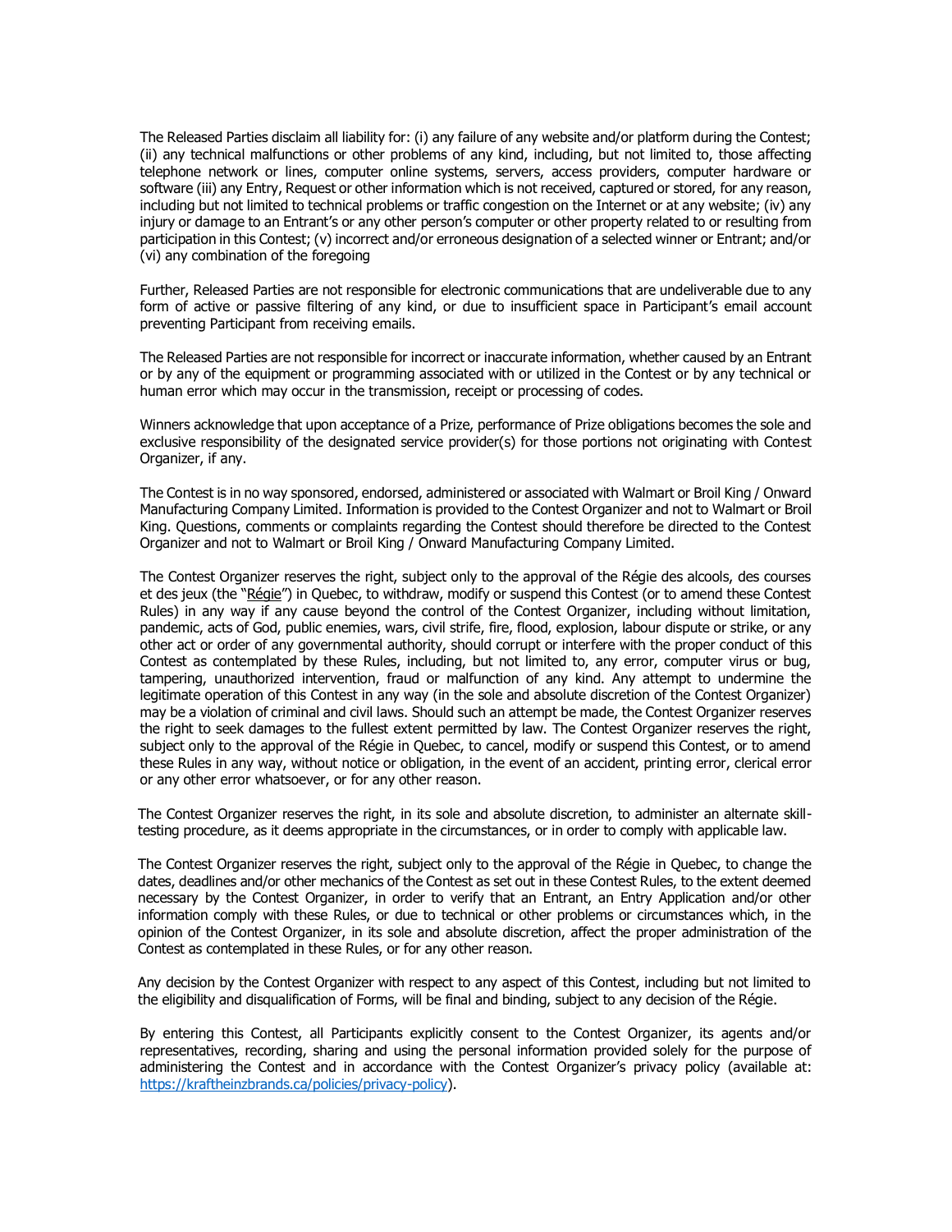The Released Parties disclaim all liability for: (i) any failure of any website and/or platform during the Contest; (ii) any technical malfunctions or other problems of any kind, including, but not limited to, those affecting telephone network or lines, computer online systems, servers, access providers, computer hardware or software (iii) any Entry, Request or other information which is not received, captured or stored, for any reason, including but not limited to technical problems or traffic congestion on the Internet or at any website; (iv) any injury or damage to an Entrant's or any other person's computer or other property related to or resulting from participation in this Contest; (v) incorrect and/or erroneous designation of a selected winner or Entrant; and/or (vi) any combination of the foregoing

Further, Released Parties are not responsible for electronic communications that are undeliverable due to any form of active or passive filtering of any kind, or due to insufficient space in Participant's email account preventing Participant from receiving emails.

The Released Parties are not responsible for incorrect or inaccurate information, whether caused by an Entrant or by any of the equipment or programming associated with or utilized in the Contest or by any technical or human error which may occur in the transmission, receipt or processing of codes.

Winners acknowledge that upon acceptance of a Prize, performance of Prize obligations becomes the sole and exclusive responsibility of the designated service provider(s) for those portions not originating with Contest Organizer, if any.

The Contest is in no way sponsored, endorsed, administered or associated with Walmart or Broil King / Onward Manufacturing Company Limited. Information is provided to the Contest Organizer and not to Walmart or Broil King. Questions, comments or complaints regarding the Contest should therefore be directed to the Contest Organizer and not to Walmart or Broil King / Onward Manufacturing Company Limited.

The Contest Organizer reserves the right, subject only to the approval of the Régie des alcools, des courses et des jeux (the "Régie") in Quebec, to withdraw, modify or suspend this Contest (or to amend these Contest Rules) in any way if any cause beyond the control of the Contest Organizer, including without limitation, pandemic, acts of God, public enemies, wars, civil strife, fire, flood, explosion, labour dispute or strike, or any other act or order of any governmental authority, should corrupt or interfere with the proper conduct of this Contest as contemplated by these Rules, including, but not limited to, any error, computer virus or bug, tampering, unauthorized intervention, fraud or malfunction of any kind. Any attempt to undermine the legitimate operation of this Contest in any way (in the sole and absolute discretion of the Contest Organizer) may be a violation of criminal and civil laws. Should such an attempt be made, the Contest Organizer reserves the right to seek damages to the fullest extent permitted by law. The Contest Organizer reserves the right, subject only to the approval of the Régie in Quebec, to cancel, modify or suspend this Contest, or to amend these Rules in any way, without notice or obligation, in the event of an accident, printing error, clerical error or any other error whatsoever, or for any other reason.

The Contest Organizer reserves the right, in its sole and absolute discretion, to administer an alternate skill-testing procedure, as it deems appropriate in the circumstances, or in order to comply with applicable law.

The Contest Organizer reserves the right, subject only to the approval of the Régie in Quebec, to change the dates, deadlines and/or other mechanics of the Contest as set out in these Contest Rules, to the extent deemed necessary by the Contest Organizer, in order to verify that an Entrant, an Entry Application and/or other information comply with these Rules, or due to technical or other problems or circumstances which, in the opinion of the Contest Organizer, in its sole and absolute discretion, affect the proper administration of the Contest as contemplated in these Rules, or for any other reason.

Any decision by the Contest Organizer with respect to any aspect of this Contest, including but not limited to the eligibility and disqualification of Forms, will be final and binding, subject to any decision of the Régie.

By entering this Contest, all Participants explicitly consent to the Contest Organizer, its agents and/or representatives, recording, sharing and using the personal information provided solely for the purpose of administering the Contest and in accordance with the Contest Organizer's privacy policy (available at: https://kraftheinzbrands.ca/policies/privacy-policy).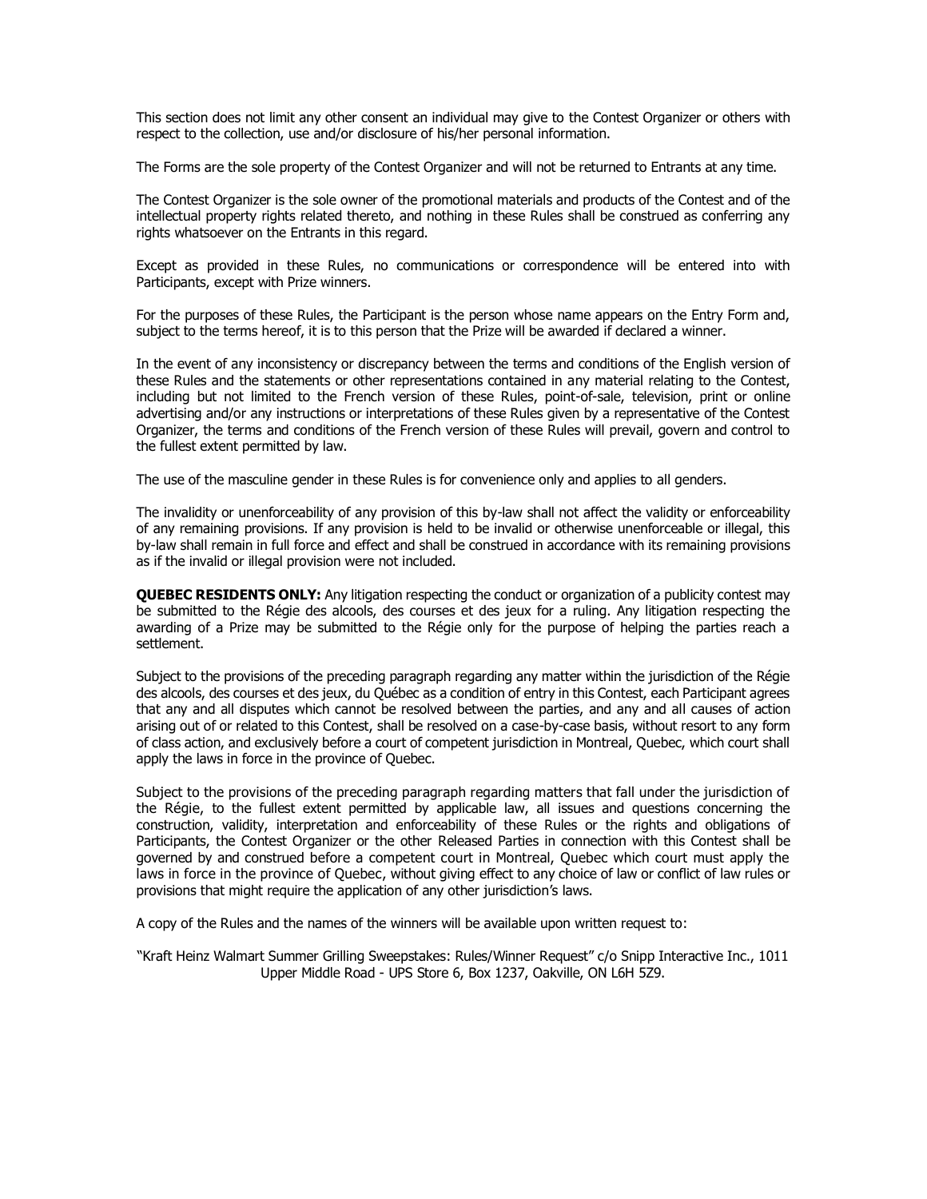This section does not limit any other consent an individual may give to the Contest Organizer or others with respect to the collection, use and/or disclosure of his/her personal information.

The Forms are the sole property of the Contest Organizer and will not be returned to Entrants at any time.

The Contest Organizer is the sole owner of the promotional materials and products of the Contest and of the intellectual property rights related thereto, and nothing in these Rules shall be construed as conferring any rights whatsoever on the Entrants in this regard.

Except as provided in these Rules, no communications or correspondence will be entered into with Participants, except with Prize winners.

For the purposes of these Rules, the Participant is the person whose name appears on the Entry Form and, subject to the terms hereof, it is to this person that the Prize will be awarded if declared a winner.

In the event of any inconsistency or discrepancy between the terms and conditions of the English version of these Rules and the statements or other representations contained in any material relating to the Contest, including but not limited to the French version of these Rules, point-of-sale, television, print or online advertising and/or any instructions or interpretations of these Rules given by a representative of the Contest Organizer, the terms and conditions of the French version of these Rules will prevail, govern and control to the fullest extent permitted by law.

The use of the masculine gender in these Rules is for convenience only and applies to all genders.

The invalidity or unenforceability of any provision of this by-law shall not affect the validity or enforceability of any remaining provisions. If any provision is held to be invalid or otherwise unenforceable or illegal, this by-law shall remain in full force and effect and shall be construed in accordance with its remaining provisions as if the invalid or illegal provision were not included.

**QUEBEC RESIDENTS ONLY:** Any litigation respecting the conduct or organization of a publicity contest may be submitted to the Régie des alcools, des courses et des jeux for a ruling. Any litigation respecting the awarding of a Prize may be submitted to the Régie only for the purpose of helping the parties reach a settlement.

Subject to the provisions of the preceding paragraph regarding any matter within the jurisdiction of the Régie des alcools, des courses et des jeux, du Québec as a condition of entry in this Contest, each Participant agrees that any and all disputes which cannot be resolved between the parties, and any and all causes of action arising out of or related to this Contest, shall be resolved on a case-by-case basis, without resort to any form of class action, and exclusively before a court of competent jurisdiction in Montreal, Quebec, which court shall apply the laws in force in the province of Quebec.

Subject to the provisions of the preceding paragraph regarding matters that fall under the jurisdiction of the Régie, to the fullest extent permitted by applicable law, all issues and questions concerning the construction, validity, interpretation and enforceability of these Rules or the rights and obligations of Participants, the Contest Organizer or the other Released Parties in connection with this Contest shall be governed by and construed before a competent court in Montreal, Quebec which court must apply the laws in force in the province of Quebec, without giving effect to any choice of law or conflict of law rules or provisions that might require the application of any other jurisdiction's laws.

A copy of the Rules and the names of the winners will be available upon written request to:

"Kraft Heinz Walmart Summer Grilling Sweepstakes: Rules/Winner Request" c/o Snipp Interactive Inc., 1011 Upper Middle Road - UPS Store 6, Box 1237, Oakville, ON L6H 5Z9.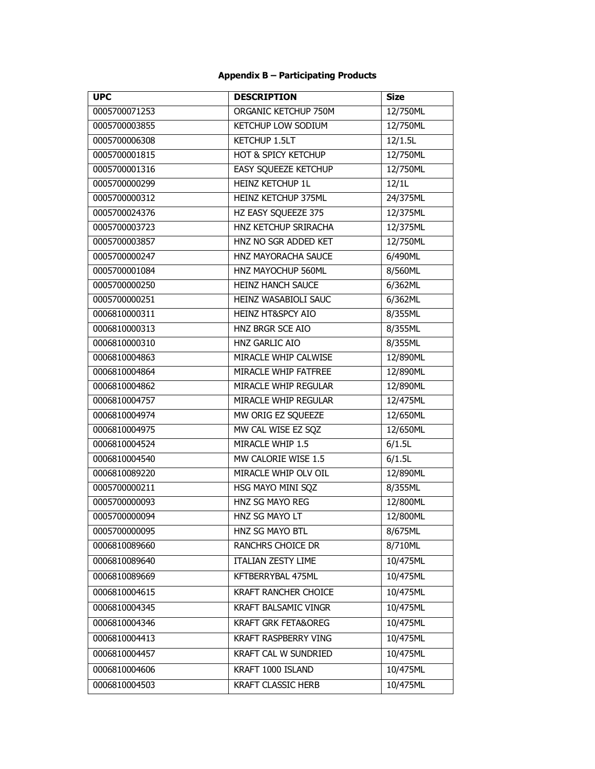**Appendix B – Participating Products**

| UPC | DESCRIPTION | Size |
|---|---|---|
| 0005700071253 | ORGANIC KETCHUP 750M | 12/750ML |
| 0005700003855 | KETCHUP LOW SODIUM | 12/750ML |
| 0005700006308 | KETCHUP 1.5LT | 12/1.5L |
| 0005700001815 | HOT & SPICY KETCHUP | 12/750ML |
| 0005700001316 | EASY SQUEEZE KETCHUP | 12/750ML |
| 0005700000299 | HEINZ KETCHUP 1L | 12/1L |
| 0005700000312 | HEINZ KETCHUP 375ML | 24/375ML |
| 0005700024376 | HZ EASY SQUEEZE 375 | 12/375ML |
| 0005700003723 | HNZ KETCHUP SRIRACHA | 12/375ML |
| 0005700003857 | HNZ NO SGR ADDED KET | 12/750ML |
| 0005700000247 | HNZ MAYORACHA SAUCE | 6/490ML |
| 0005700001084 | HNZ MAYOCHUP 560ML | 8/560ML |
| 0005700000250 | HEINZ HANCH SAUCE | 6/362ML |
| 0005700000251 | HEINZ WASABIOLI SAUC | 6/362ML |
| 0006810000311 | HEINZ HT&SPCY AIO | 8/355ML |
| 0006810000313 | HNZ BRGR SCE AIO | 8/355ML |
| 0006810000310 | HNZ GARLIC AIO | 8/355ML |
| 0006810004863 | MIRACLE WHIP CALWISE | 12/890ML |
| 0006810004864 | MIRACLE WHIP FATFREE | 12/890ML |
| 0006810004862 | MIRACLE WHIP REGULAR | 12/890ML |
| 0006810004757 | MIRACLE WHIP REGULAR | 12/475ML |
| 0006810004974 | MW ORIG EZ SQUEEZE | 12/650ML |
| 0006810004975 | MW CAL WISE EZ SQZ | 12/650ML |
| 0006810004524 | MIRACLE WHIP 1.5 | 6/1.5L |
| 0006810004540 | MW CALORIE WISE 1.5 | 6/1.5L |
| 0006810089220 | MIRACLE WHIP OLV OIL | 12/890ML |
| 0005700000211 | HSG MAYO MINI SQZ | 8/355ML |
| 0005700000093 | HNZ SG MAYO REG | 12/800ML |
| 0005700000094 | HNZ SG MAYO LT | 12/800ML |
| 0005700000095 | HNZ SG MAYO BTL | 8/675ML |
| 0006810089660 | RANCHRS CHOICE DR | 8/710ML |
| 0006810089640 | ITALIAN ZESTY LIME | 10/475ML |
| 0006810089669 | KFTBERRYBAL 475ML | 10/475ML |
| 0006810004615 | KRAFT RANCHER CHOICE | 10/475ML |
| 0006810004345 | KRAFT BALSAMIC VINGR | 10/475ML |
| 0006810004346 | KRAFT GRK FETA&OREG | 10/475ML |
| 0006810004413 | KRAFT RASPBERRY VING | 10/475ML |
| 0006810004457 | KRAFT CAL W SUNDRIED | 10/475ML |
| 0006810004606 | KRAFT 1000 ISLAND | 10/475ML |
| 0006810004503 | KRAFT CLASSIC HERB | 10/475ML |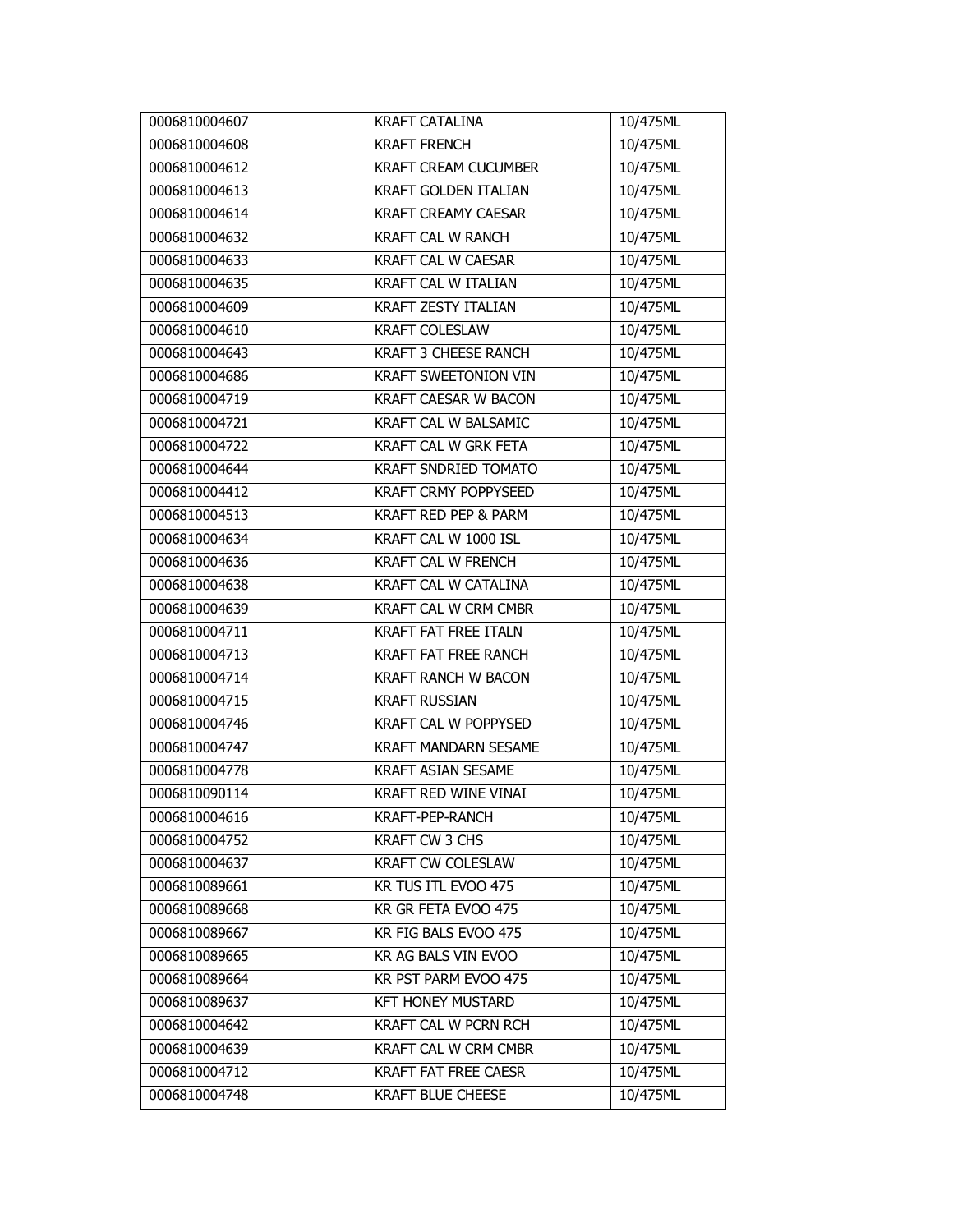| 0006810004607 | KRAFT CATALINA | 10/475ML |
|---|---|---|
| 0006810004608 | KRAFT FRENCH | 10/475ML |
| 0006810004612 | KRAFT CREAM CUCUMBER | 10/475ML |
| 0006810004613 | KRAFT GOLDEN ITALIAN | 10/475ML |
| 0006810004614 | KRAFT CREAMY CAESAR | 10/475ML |
| 0006810004632 | KRAFT CAL W RANCH | 10/475ML |
| 0006810004633 | KRAFT CAL W CAESAR | 10/475ML |
| 0006810004635 | KRAFT CAL W ITALIAN | 10/475ML |
| 0006810004609 | KRAFT ZESTY ITALIAN | 10/475ML |
| 0006810004610 | KRAFT COLESLAW | 10/475ML |
| 0006810004643 | KRAFT 3 CHEESE RANCH | 10/475ML |
| 0006810004686 | KRAFT SWEETONION VIN | 10/475ML |
| 0006810004719 | KRAFT CAESAR W BACON | 10/475ML |
| 0006810004721 | KRAFT CAL W BALSAMIC | 10/475ML |
| 0006810004722 | KRAFT CAL W GRK FETA | 10/475ML |
| 0006810004644 | KRAFT SNDRIED TOMATO | 10/475ML |
| 0006810004412 | KRAFT CRMY POPPYSEED | 10/475ML |
| 0006810004513 | KRAFT RED PEP & PARM | 10/475ML |
| 0006810004634 | KRAFT CAL W 1000 ISL | 10/475ML |
| 0006810004636 | KRAFT CAL W FRENCH | 10/475ML |
| 0006810004638 | KRAFT CAL W CATALINA | 10/475ML |
| 0006810004639 | KRAFT CAL W CRM CMBR | 10/475ML |
| 0006810004711 | KRAFT FAT FREE ITALN | 10/475ML |
| 0006810004713 | KRAFT FAT FREE RANCH | 10/475ML |
| 0006810004714 | KRAFT RANCH W BACON | 10/475ML |
| 0006810004715 | KRAFT RUSSIAN | 10/475ML |
| 0006810004746 | KRAFT CAL W POPPYSED | 10/475ML |
| 0006810004747 | KRAFT MANDARN SESAME | 10/475ML |
| 0006810004778 | KRAFT ASIAN SESAME | 10/475ML |
| 0006810090114 | KRAFT RED WINE VINAI | 10/475ML |
| 0006810004616 | KRAFT-PEP-RANCH | 10/475ML |
| 0006810004752 | KRAFT CW 3 CHS | 10/475ML |
| 0006810004637 | KRAFT CW COLESLAW | 10/475ML |
| 0006810089661 | KR TUS ITL EVOO 475 | 10/475ML |
| 0006810089668 | KR GR FETA EVOO 475 | 10/475ML |
| 0006810089667 | KR FIG BALS EVOO 475 | 10/475ML |
| 0006810089665 | KR AG BALS VIN EVOO | 10/475ML |
| 0006810089664 | KR PST PARM EVOO 475 | 10/475ML |
| 0006810089637 | KFT HONEY MUSTARD | 10/475ML |
| 0006810004642 | KRAFT CAL W PCRN RCH | 10/475ML |
| 0006810004639 | KRAFT CAL W CRM CMBR | 10/475ML |
| 0006810004712 | KRAFT FAT FREE CAESR | 10/475ML |
| 0006810004748 | KRAFT BLUE CHEESE | 10/475ML |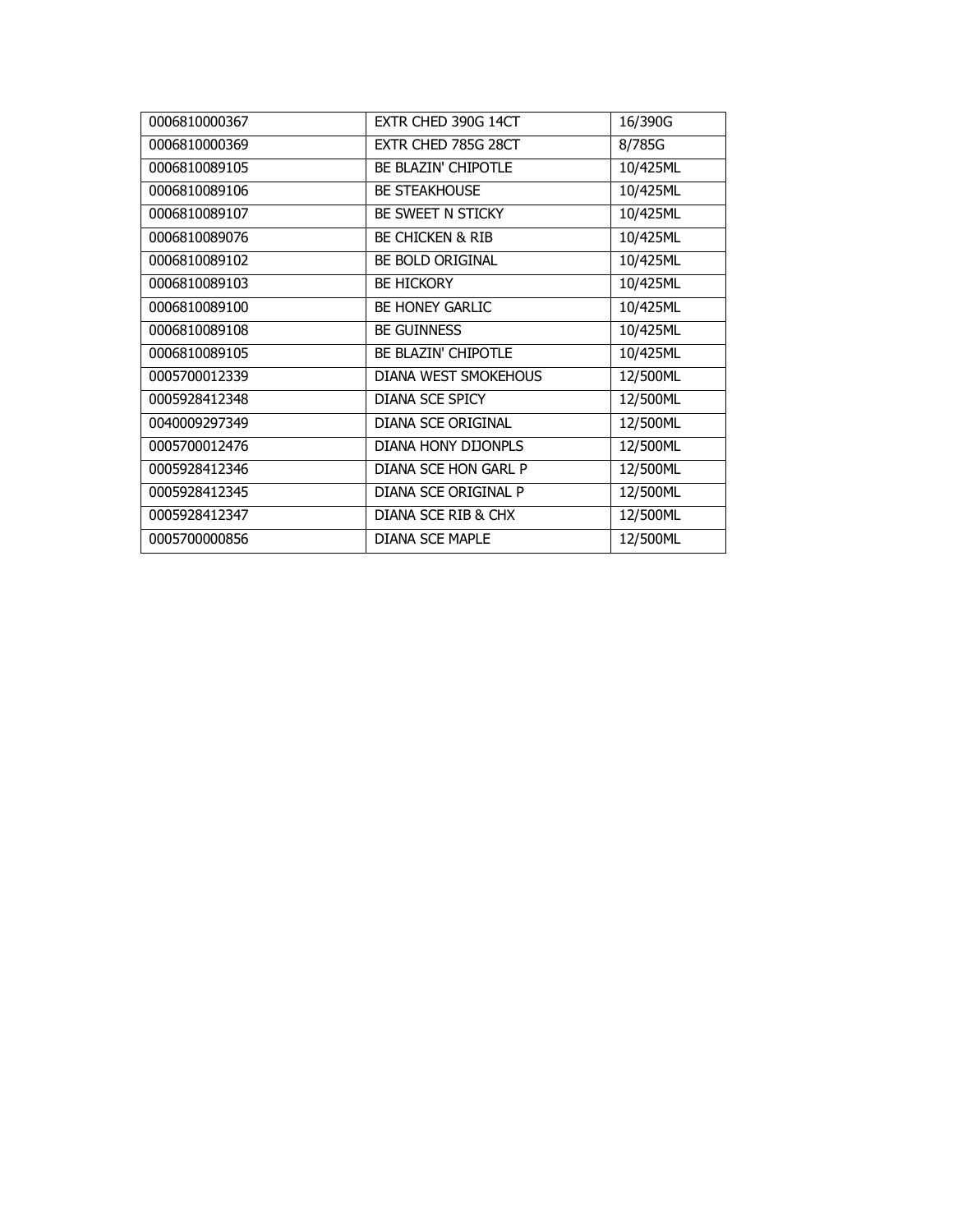| | | |
|---|---|---|
| 0006810000367 | EXTR CHED 390G 14CT | 16/390G |
| 0006810000369 | EXTR CHED 785G 28CT | 8/785G |
| 0006810089105 | BE BLAZIN' CHIPOTLE | 10/425ML |
| 0006810089106 | BE STEAKHOUSE | 10/425ML |
| 0006810089107 | BE SWEET N STICKY | 10/425ML |
| 0006810089076 | BE CHICKEN & RIB | 10/425ML |
| 0006810089102 | BE BOLD ORIGINAL | 10/425ML |
| 0006810089103 | BE HICKORY | 10/425ML |
| 0006810089100 | BE HONEY GARLIC | 10/425ML |
| 0006810089108 | BE GUINNESS | 10/425ML |
| 0006810089105 | BE BLAZIN' CHIPOTLE | 10/425ML |
| 0005700012339 | DIANA WEST SMOKEHOUS | 12/500ML |
| 0005928412348 | DIANA SCE SPICY | 12/500ML |
| 0040009297349 | DIANA SCE ORIGINAL | 12/500ML |
| 0005700012476 | DIANA HONY DIJONPLS | 12/500ML |
| 0005928412346 | DIANA SCE HON GARL P | 12/500ML |
| 0005928412345 | DIANA SCE ORIGINAL P | 12/500ML |
| 0005928412347 | DIANA SCE RIB & CHX | 12/500ML |
| 0005700000856 | DIANA SCE MAPLE | 12/500ML |